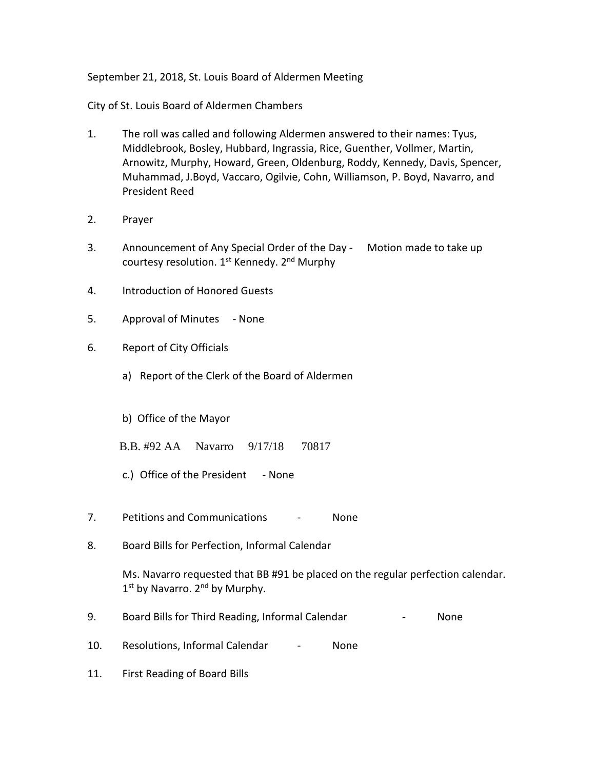September 21, 2018, St. Louis Board of Aldermen Meeting

City of St. Louis Board of Aldermen Chambers

1. The roll was called and following Aldermen answered to their names: Tyus, Middlebrook, Bosley, Hubbard, Ingrassia, Rice, Guenther, Vollmer, Martin, Arnowitz, Murphy, Howard, Green, Oldenburg, Roddy, Kennedy, Davis, Spencer, Muhammad, J.Boyd, Vaccaro, Ogilvie, Cohn, Williamson, P. Boyd, Navarro, and President Reed

2. Prayer

3. Announcement of Any Special Order of the Day - Motion made to take up courtesy resolution. 1st Kennedy. 2nd Murphy

4. Introduction of Honored Guests

5. Approval of Minutes - None

6. Report of City Officials

   a) Report of the Clerk of the Board of Aldermen

   b) Office of the Mayor

   B.B. #92 AA Navarro 9/17/18 70817

   c.) Office of the President - None

7. Petitions and Communications - None

8. Board Bills for Perfection, Informal Calendar

   Ms. Navarro requested that BB #91 be placed on the regular perfection calendar. 1st by Navarro. 2nd by Murphy.

9. Board Bills for Third Reading, Informal Calendar - None

10. Resolutions, Informal Calendar - None

11. First Reading of Board Bills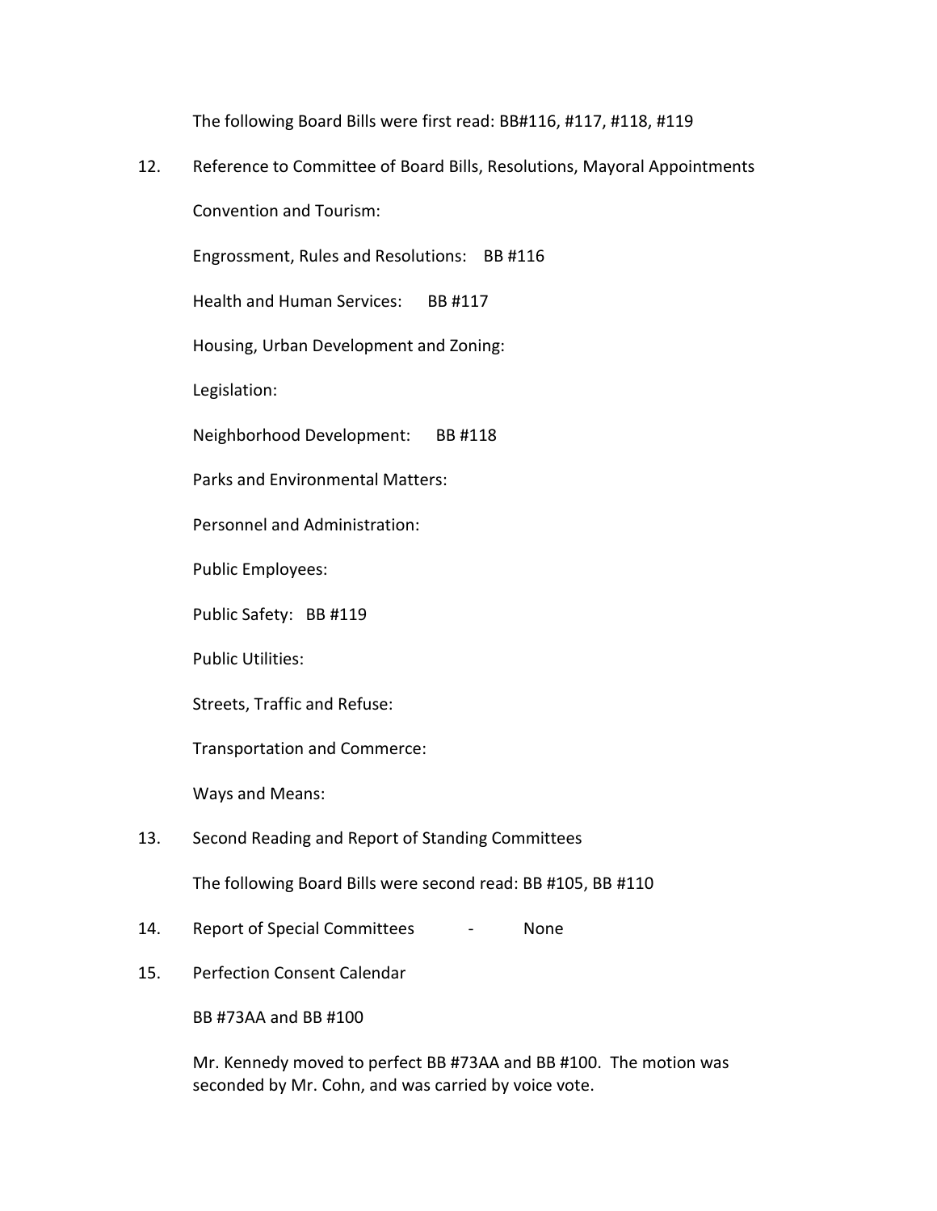The following Board Bills were first read: BB#116, #117, #118, #119

12. Reference to Committee of Board Bills, Resolutions, Mayoral Appointments

    Convention and Tourism:

    Engrossment, Rules and Resolutions: BB #116

    Health and Human Services: BB #117

    Housing, Urban Development and Zoning:

    Legislation:

    Neighborhood Development: BB #118

    Parks and Environmental Matters:

    Personnel and Administration:

    Public Employees:

    Public Safety: BB #119

    Public Utilities:

    Streets, Traffic and Refuse:

    Transportation and Commerce:

    Ways and Means:

13. Second Reading and Report of Standing Committees

    The following Board Bills were second read: BB #105, BB #110

14. Report of Special Committees - None

15. Perfection Consent Calendar

    BB #73AA and BB #100

    Mr. Kennedy moved to perfect BB #73AA and BB #100. The motion was seconded by Mr. Cohn, and was carried by voice vote.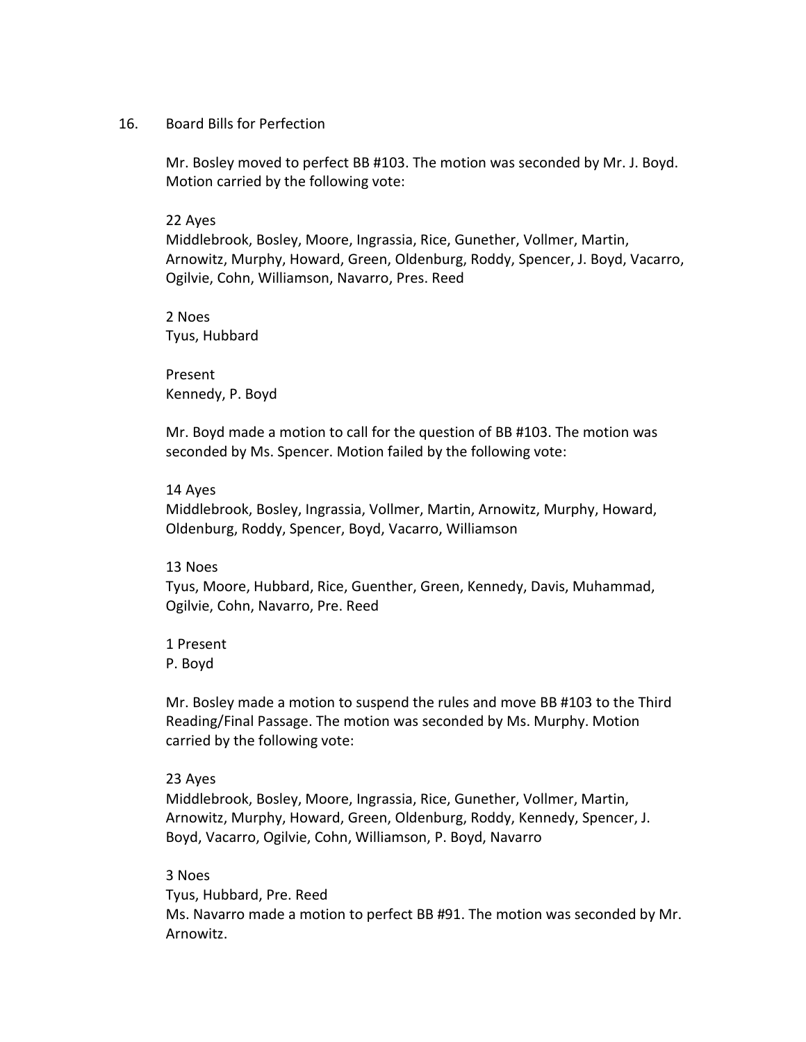16. Board Bills for Perfection

Mr. Bosley moved to perfect BB #103. The motion was seconded by Mr. J. Boyd. Motion carried by the following vote:

22 Ayes
Middlebrook, Bosley, Moore, Ingrassia, Rice, Gunether, Vollmer, Martin, Arnowitz, Murphy, Howard, Green, Oldenburg, Roddy, Spencer, J. Boyd, Vacarro, Ogilvie, Cohn, Williamson, Navarro, Pres. Reed

2 Noes
Tyus, Hubbard

Present
Kennedy, P. Boyd

Mr. Boyd made a motion to call for the question of BB #103. The motion was seconded by Ms. Spencer. Motion failed by the following vote:

14 Ayes
Middlebrook, Bosley, Ingrassia, Vollmer, Martin, Arnowitz, Murphy, Howard, Oldenburg, Roddy, Spencer, Boyd, Vacarro, Williamson

13 Noes
Tyus, Moore, Hubbard, Rice, Guenther, Green, Kennedy, Davis, Muhammad, Ogilvie, Cohn, Navarro, Pre. Reed

1 Present
P. Boyd

Mr. Bosley made a motion to suspend the rules and move BB #103 to the Third Reading/Final Passage. The motion was seconded by Ms. Murphy. Motion carried by the following vote:

23 Ayes
Middlebrook, Bosley, Moore, Ingrassia, Rice, Gunether, Vollmer, Martin, Arnowitz, Murphy, Howard, Green, Oldenburg, Roddy, Kennedy, Spencer, J. Boyd, Vacarro, Ogilvie, Cohn, Williamson, P. Boyd, Navarro

3 Noes
Tyus, Hubbard, Pre. Reed
Ms. Navarro made a motion to perfect BB #91. The motion was seconded by Mr. Arnowitz.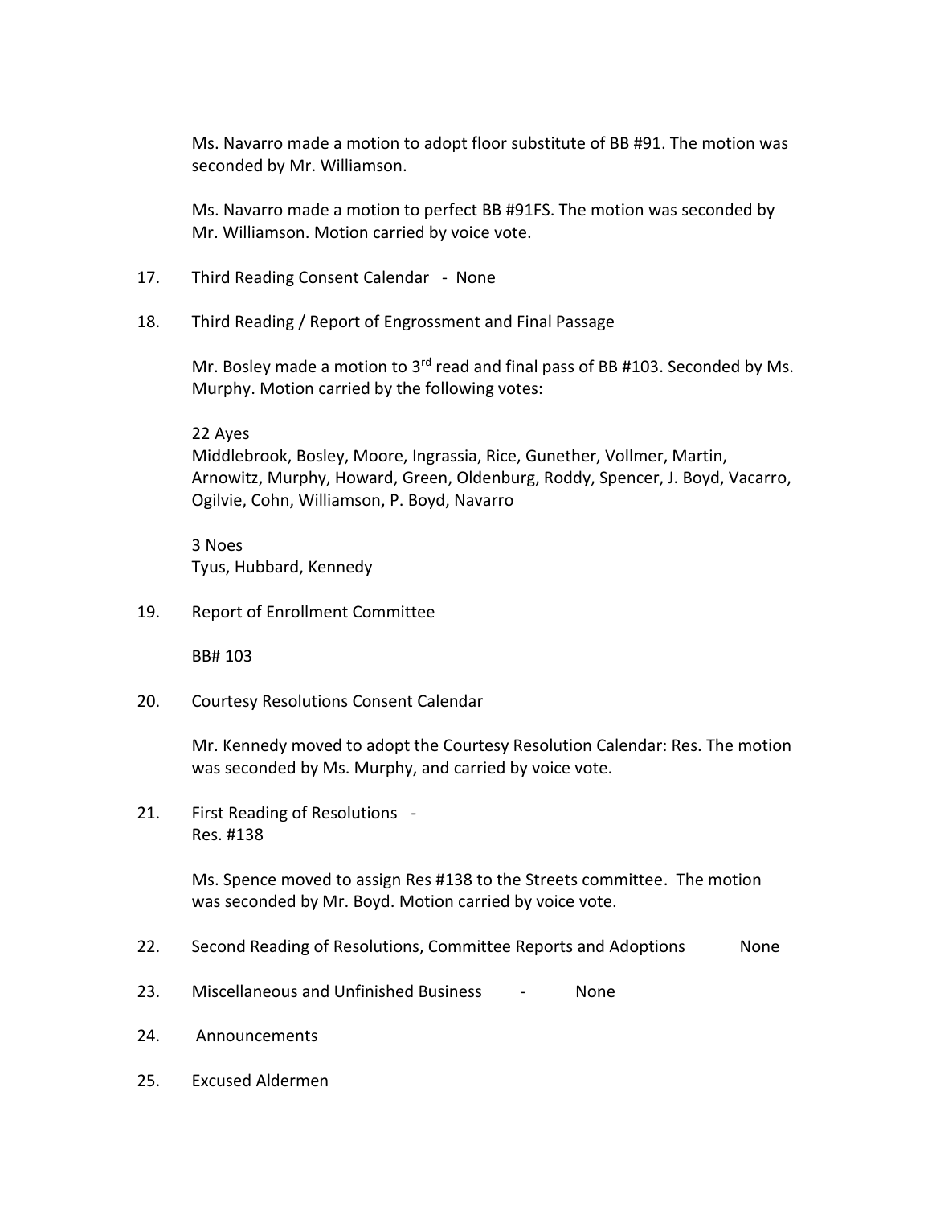Ms. Navarro made a motion to adopt floor substitute of BB #91. The motion was seconded by Mr. Williamson.

Ms. Navarro made a motion to perfect BB #91FS. The motion was seconded by Mr. Williamson. Motion carried by voice vote.

17. Third Reading Consent Calendar - None

18. Third Reading / Report of Engrossment and Final Passage

    Mr. Bosley made a motion to 3rd read and final pass of BB #103. Seconded by Ms. Murphy. Motion carried by the following votes:

    22 Ayes
    Middlebrook, Bosley, Moore, Ingrassia, Rice, Gunether, Vollmer, Martin, Arnowitz, Murphy, Howard, Green, Oldenburg, Roddy, Spencer, J. Boyd, Vacarro, Ogilvie, Cohn, Williamson, P. Boyd, Navarro

    3 Noes
    Tyus, Hubbard, Kennedy

19. Report of Enrollment Committee

    BB# 103

20. Courtesy Resolutions Consent Calendar

    Mr. Kennedy moved to adopt the Courtesy Resolution Calendar: Res. The motion was seconded by Ms. Murphy, and carried by voice vote.

21. First Reading of Resolutions -
    Res. #138

    Ms. Spence moved to assign Res #138 to the Streets committee. The motion was seconded by Mr. Boyd. Motion carried by voice vote.

22. Second Reading of Resolutions, Committee Reports and Adoptions None

23. Miscellaneous and Unfinished Business - None

24. Announcements

25. Excused Aldermen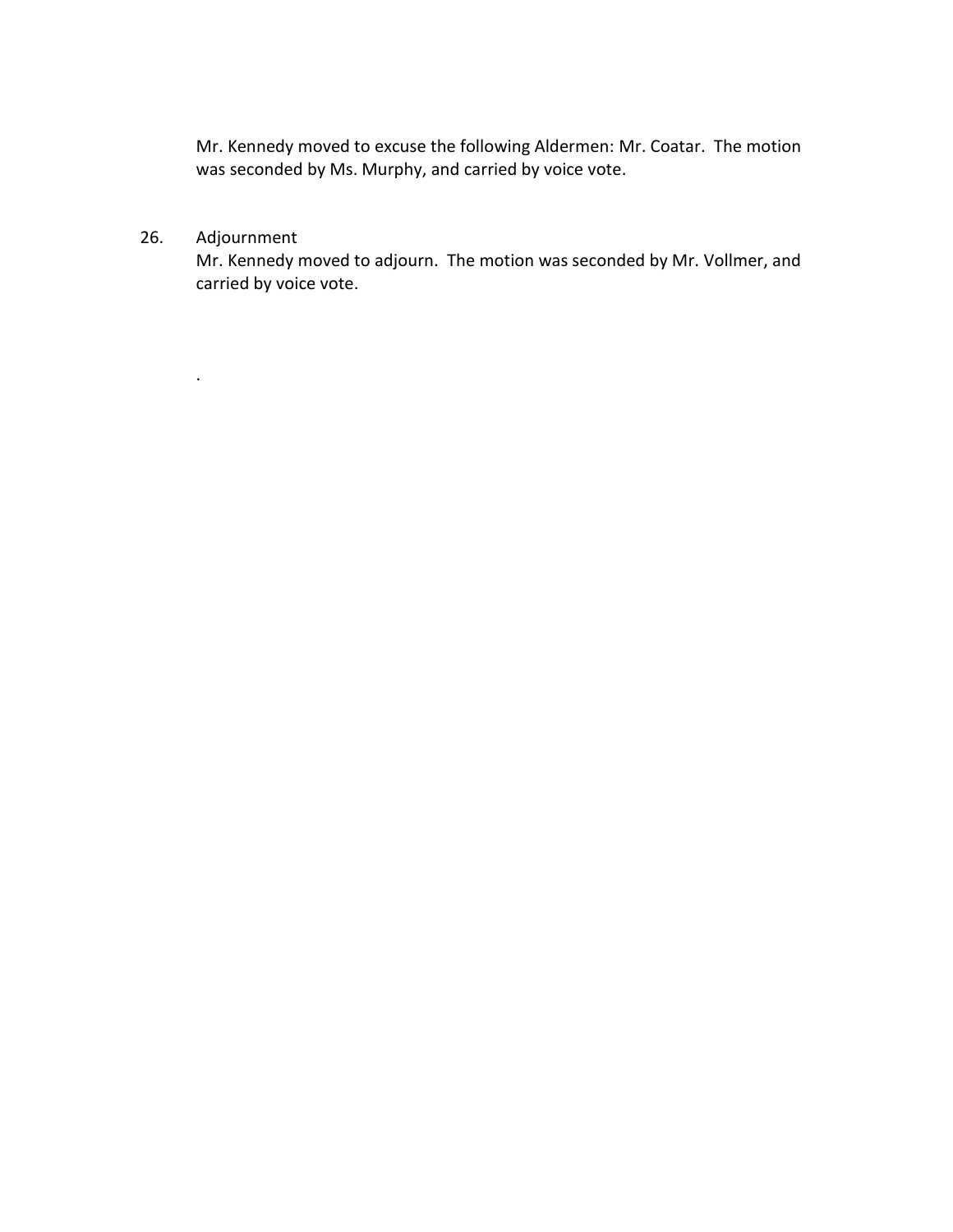Mr. Kennedy moved to excuse the following Aldermen: Mr. Coatar. The motion was seconded by Ms. Murphy, and carried by voice vote.

26. Adjournment

Mr. Kennedy moved to adjourn. The motion was seconded by Mr. Vollmer, and carried by voice vote.

.